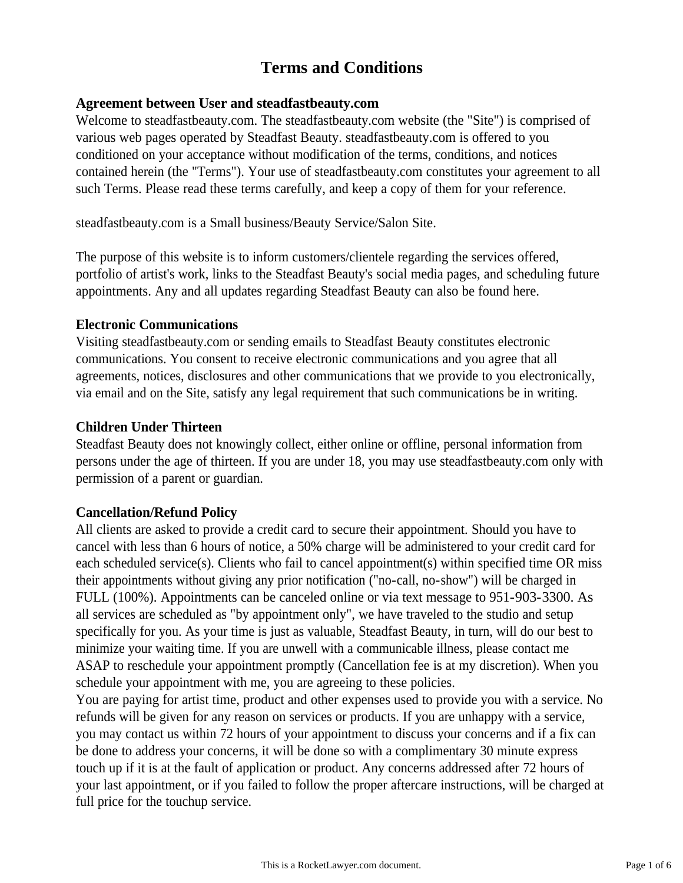# Terms and Conditions

**Agreement between User and steadfastbeauty.com**

Welcome to steadfastbeauty.com. The steadfastbeauty.com website (the "Site") is comprised of various web pages operated by Steadfast Beauty. steadfastbeauty.com is offered to you conditioned on your acceptance without modification of the terms, conditions, and notices contained herein (the "Terms"). Your use of steadfastbeauty.com constitutes your agreement to all such Terms. Please read these terms carefully, and keep a copy of them for your reference.

steadfastbeauty.com is a Small business/Beauty Service/Salon Site.

The purpose of this website is to inform customers/clientele regarding the services offered, portfolio of artist's work, links to the Steadfast Beauty's social media pages, and scheduling future appointments. Any and all updates regarding Steadfast Beauty can also be found here.

**Electronic Communications**

Visiting steadfastbeauty.com or sending emails to Steadfast Beauty constitutes electronic communications. You consent to receive electronic communications and you agree that all agreements, notices, disclosures and other communications that we provide to you electronically, via email and on the Site, satisfy any legal requirement that such communications be in writing.

**Children Under Thirteen**

Steadfast Beauty does not knowingly collect, either online or offline, personal information from persons under the age of thirteen. If you are under 18, you may use steadfastbeauty.com only with permission of a parent or guardian.

**Cancellation/Refund Policy**

All clients are asked to provide a credit card to secure their appointment. Should you have to cancel with less than 6 hours of notice, a 50% charge will be administered to your credit card for each scheduled service(s). Clients who fail to cancel appointment(s) within specified time OR miss their appointments without giving any prior notification ("no-call, no-show") will be charged in FULL (100%). Appointments can be canceled online or via text message to 951-903-3300. As all services are scheduled as "by appointment only", we have traveled to the studio and setup specifically for you. As your time is just as valuable, Steadfast Beauty, in turn, will do our best to minimize your waiting time. If you are unwell with a communicable illness, please contact me ASAP to reschedule your appointment promptly (Cancellation fee is at my discretion). When you schedule your appointment with me, you are agreeing to these policies.

You are paying for artist time, product and other expenses used to provide you with a service. No refunds will be given for any reason on services or products. If you are unhappy with a service, you may contact us within 72 hours of your appointment to discuss your concerns and if a fix can be done to address your concerns, it will be done so with a complimentary 30 minute express touch up if it is at the fault of application or product. Any concerns addressed after 72 hours of your last appointment, or if you failed to follow the proper aftercare instructions, will be charged at full price for the touchup service.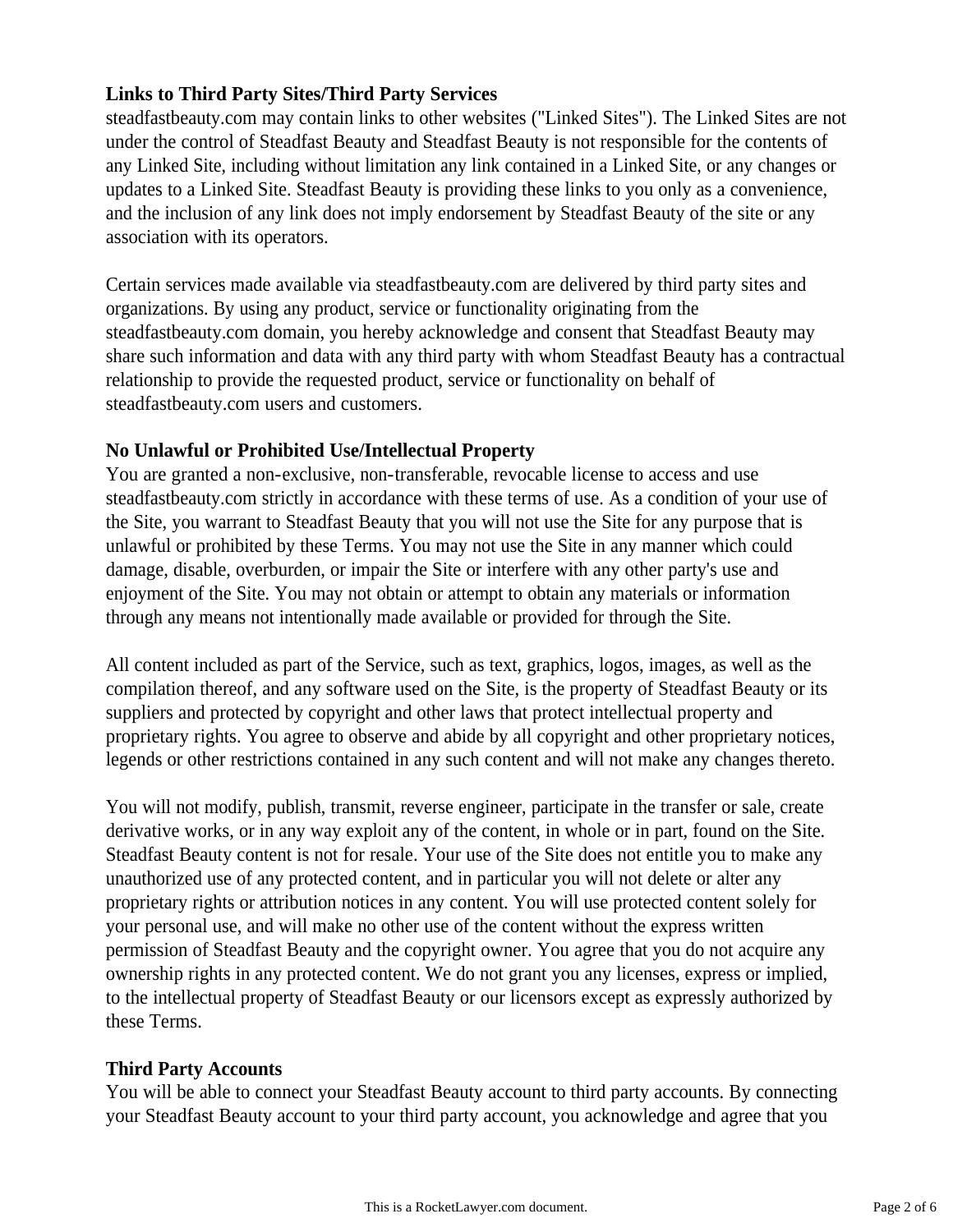**Links to Third Party Sites/Third Party Services**

steadfastbeauty.com may contain links to other websites ("Linked Sites"). The Linked Sites are not under the control of Steadfast Beauty and Steadfast Beauty is not responsible for the contents of any Linked Site, including without limitation any link contained in a Linked Site, or any changes or updates to a Linked Site. Steadfast Beauty is providing these links to you only as a convenience, and the inclusion of any link does not imply endorsement by Steadfast Beauty of the site or any association with its operators.

Certain services made available via steadfastbeauty.com are delivered by third party sites and organizations. By using any product, service or functionality originating from the steadfastbeauty.com domain, you hereby acknowledge and consent that Steadfast Beauty may share such information and data with any third party with whom Steadfast Beauty has a contractual relationship to provide the requested product, service or functionality on behalf of steadfastbeauty.com users and customers.

**No Unlawful or Prohibited Use/Intellectual Property**

You are granted a non-exclusive, non-transferable, revocable license to access and use steadfastbeauty.com strictly in accordance with these terms of use. As a condition of your use of the Site, you warrant to Steadfast Beauty that you will not use the Site for any purpose that is unlawful or prohibited by these Terms. You may not use the Site in any manner which could damage, disable, overburden, or impair the Site or interfere with any other party's use and enjoyment of the Site. You may not obtain or attempt to obtain any materials or information through any means not intentionally made available or provided for through the Site.

All content included as part of the Service, such as text, graphics, logos, images, as well as the compilation thereof, and any software used on the Site, is the property of Steadfast Beauty or its suppliers and protected by copyright and other laws that protect intellectual property and proprietary rights. You agree to observe and abide by all copyright and other proprietary notices, legends or other restrictions contained in any such content and will not make any changes thereto.

You will not modify, publish, transmit, reverse engineer, participate in the transfer or sale, create derivative works, or in any way exploit any of the content, in whole or in part, found on the Site. Steadfast Beauty content is not for resale. Your use of the Site does not entitle you to make any unauthorized use of any protected content, and in particular you will not delete or alter any proprietary rights or attribution notices in any content. You will use protected content solely for your personal use, and will make no other use of the content without the express written permission of Steadfast Beauty and the copyright owner. You agree that you do not acquire any ownership rights in any protected content. We do not grant you any licenses, express or implied, to the intellectual property of Steadfast Beauty or our licensors except as expressly authorized by these Terms.

**Third Party Accounts**

You will be able to connect your Steadfast Beauty account to third party accounts. By connecting your Steadfast Beauty account to your third party account, you acknowledge and agree that you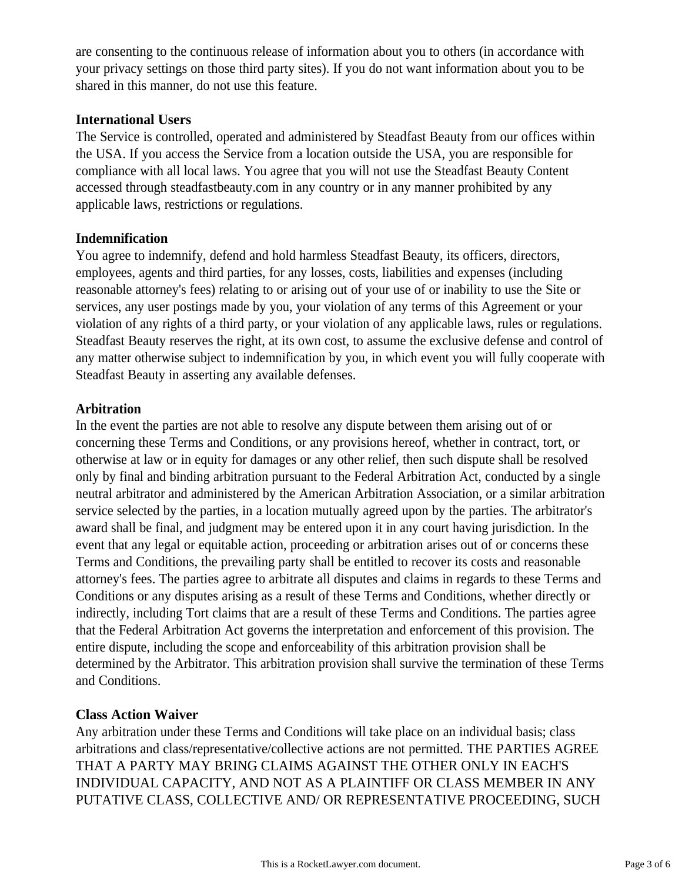are consenting to the continuous release of information about you to others (in accordance with your privacy settings on those third party sites). If you do not want information about you to be shared in this manner, do not use this feature.

**International Users**

The Service is controlled, operated and administered by Steadfast Beauty from our offices within the USA. If you access the Service from a location outside the USA, you are responsible for compliance with all local laws. You agree that you will not use the Steadfast Beauty Content accessed through steadfastbeauty.com in any country or in any manner prohibited by any applicable laws, restrictions or regulations.

**Indemnification**

You agree to indemnify, defend and hold harmless Steadfast Beauty, its officers, directors, employees, agents and third parties, for any losses, costs, liabilities and expenses (including reasonable attorney's fees) relating to or arising out of your use of or inability to use the Site or services, any user postings made by you, your violation of any terms of this Agreement or your violation of any rights of a third party, or your violation of any applicable laws, rules or regulations. Steadfast Beauty reserves the right, at its own cost, to assume the exclusive defense and control of any matter otherwise subject to indemnification by you, in which event you will fully cooperate with Steadfast Beauty in asserting any available defenses.

**Arbitration**

In the event the parties are not able to resolve any dispute between them arising out of or concerning these Terms and Conditions, or any provisions hereof, whether in contract, tort, or otherwise at law or in equity for damages or any other relief, then such dispute shall be resolved only by final and binding arbitration pursuant to the Federal Arbitration Act, conducted by a single neutral arbitrator and administered by the American Arbitration Association, or a similar arbitration service selected by the parties, in a location mutually agreed upon by the parties. The arbitrator's award shall be final, and judgment may be entered upon it in any court having jurisdiction. In the event that any legal or equitable action, proceeding or arbitration arises out of or concerns these Terms and Conditions, the prevailing party shall be entitled to recover its costs and reasonable attorney's fees. The parties agree to arbitrate all disputes and claims in regards to these Terms and Conditions or any disputes arising as a result of these Terms and Conditions, whether directly or indirectly, including Tort claims that are a result of these Terms and Conditions. The parties agree that the Federal Arbitration Act governs the interpretation and enforcement of this provision. The entire dispute, including the scope and enforceability of this arbitration provision shall be determined by the Arbitrator. This arbitration provision shall survive the termination of these Terms and Conditions.

**Class Action Waiver**

Any arbitration under these Terms and Conditions will take place on an individual basis; class arbitrations and class/representative/collective actions are not permitted. THE PARTIES AGREE THAT A PARTY MAY BRING CLAIMS AGAINST THE OTHER ONLY IN EACH'S INDIVIDUAL CAPACITY, AND NOT AS A PLAINTIFF OR CLASS MEMBER IN ANY PUTATIVE CLASS, COLLECTIVE AND/ OR REPRESENTATIVE PROCEEDING, SUCH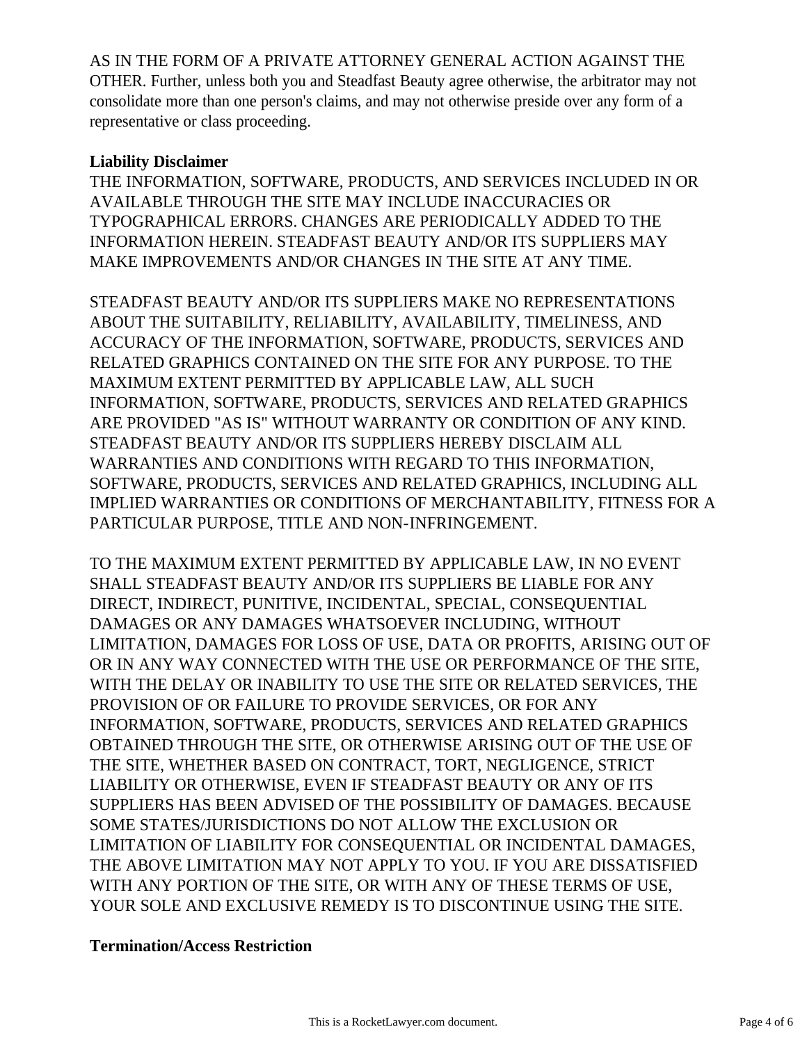AS IN THE FORM OF A PRIVATE ATTORNEY GENERAL ACTION AGAINST THE OTHER. Further, unless both you and Steadfast Beauty agree otherwise, the arbitrator may not consolidate more than one person's claims, and may not otherwise preside over any form of a representative or class proceeding.

**Liability Disclaimer**

THE INFORMATION, SOFTWARE, PRODUCTS, AND SERVICES INCLUDED IN OR AVAILABLE THROUGH THE SITE MAY INCLUDE INACCURACIES OR TYPOGRAPHICAL ERRORS. CHANGES ARE PERIODICALLY ADDED TO THE INFORMATION HEREIN. STEADFAST BEAUTY AND/OR ITS SUPPLIERS MAY MAKE IMPROVEMENTS AND/OR CHANGES IN THE SITE AT ANY TIME.

STEADFAST BEAUTY AND/OR ITS SUPPLIERS MAKE NO REPRESENTATIONS ABOUT THE SUITABILITY, RELIABILITY, AVAILABILITY, TIMELINESS, AND ACCURACY OF THE INFORMATION, SOFTWARE, PRODUCTS, SERVICES AND RELATED GRAPHICS CONTAINED ON THE SITE FOR ANY PURPOSE. TO THE MAXIMUM EXTENT PERMITTED BY APPLICABLE LAW, ALL SUCH INFORMATION, SOFTWARE, PRODUCTS, SERVICES AND RELATED GRAPHICS ARE PROVIDED "AS IS" WITHOUT WARRANTY OR CONDITION OF ANY KIND. STEADFAST BEAUTY AND/OR ITS SUPPLIERS HEREBY DISCLAIM ALL WARRANTIES AND CONDITIONS WITH REGARD TO THIS INFORMATION, SOFTWARE, PRODUCTS, SERVICES AND RELATED GRAPHICS, INCLUDING ALL IMPLIED WARRANTIES OR CONDITIONS OF MERCHANTABILITY, FITNESS FOR A PARTICULAR PURPOSE, TITLE AND NON-INFRINGEMENT.

TO THE MAXIMUM EXTENT PERMITTED BY APPLICABLE LAW, IN NO EVENT SHALL STEADFAST BEAUTY AND/OR ITS SUPPLIERS BE LIABLE FOR ANY DIRECT, INDIRECT, PUNITIVE, INCIDENTAL, SPECIAL, CONSEQUENTIAL DAMAGES OR ANY DAMAGES WHATSOEVER INCLUDING, WITHOUT LIMITATION, DAMAGES FOR LOSS OF USE, DATA OR PROFITS, ARISING OUT OF OR IN ANY WAY CONNECTED WITH THE USE OR PERFORMANCE OF THE SITE, WITH THE DELAY OR INABILITY TO USE THE SITE OR RELATED SERVICES, THE PROVISION OF OR FAILURE TO PROVIDE SERVICES, OR FOR ANY INFORMATION, SOFTWARE, PRODUCTS, SERVICES AND RELATED GRAPHICS OBTAINED THROUGH THE SITE, OR OTHERWISE ARISING OUT OF THE USE OF THE SITE, WHETHER BASED ON CONTRACT, TORT, NEGLIGENCE, STRICT LIABILITY OR OTHERWISE, EVEN IF STEADFAST BEAUTY OR ANY OF ITS SUPPLIERS HAS BEEN ADVISED OF THE POSSIBILITY OF DAMAGES. BECAUSE SOME STATES/JURISDICTIONS DO NOT ALLOW THE EXCLUSION OR LIMITATION OF LIABILITY FOR CONSEQUENTIAL OR INCIDENTAL DAMAGES, THE ABOVE LIMITATION MAY NOT APPLY TO YOU. IF YOU ARE DISSATISFIED WITH ANY PORTION OF THE SITE, OR WITH ANY OF THESE TERMS OF USE, YOUR SOLE AND EXCLUSIVE REMEDY IS TO DISCONTINUE USING THE SITE.

**Termination/Access Restriction**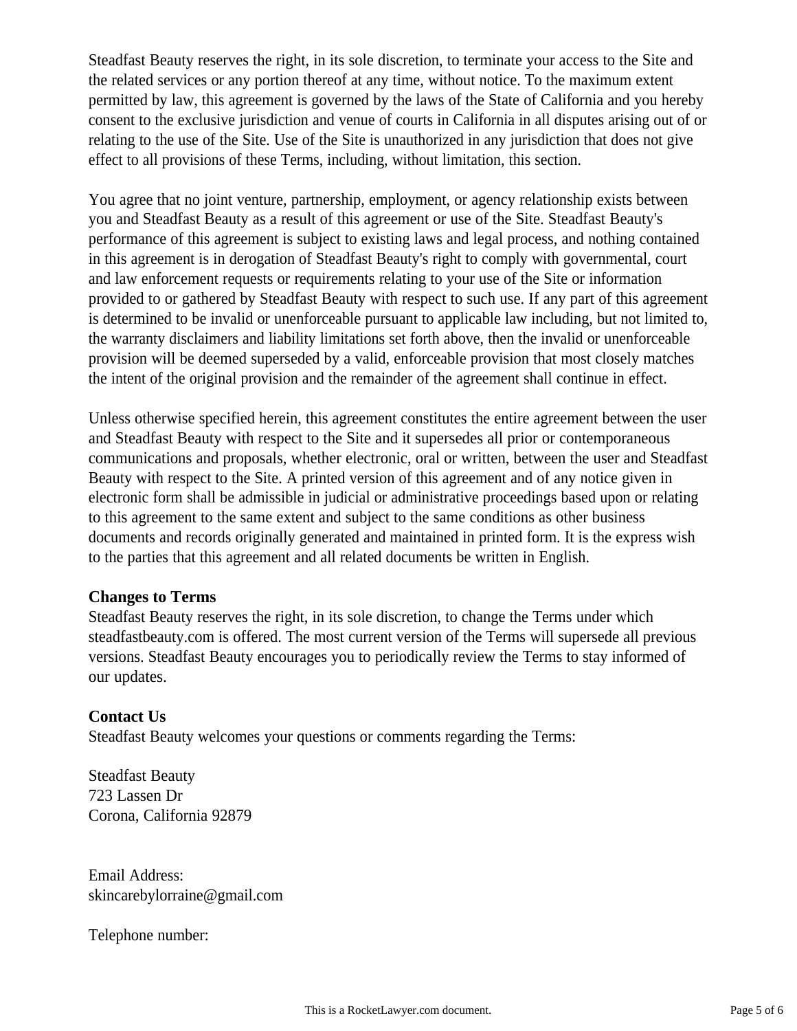Steadfast Beauty reserves the right, in its sole discretion, to terminate your access to the Site and the related services or any portion thereof at any time, without notice. To the maximum extent permitted by law, this agreement is governed by the laws of the State of California and you hereby consent to the exclusive jurisdiction and venue of courts in California in all disputes arising out of or relating to the use of the Site. Use of the Site is unauthorized in any jurisdiction that does not give effect to all provisions of these Terms, including, without limitation, this section.

You agree that no joint venture, partnership, employment, or agency relationship exists between you and Steadfast Beauty as a result of this agreement or use of the Site. Steadfast Beauty's performance of this agreement is subject to existing laws and legal process, and nothing contained in this agreement is in derogation of Steadfast Beauty's right to comply with governmental, court and law enforcement requests or requirements relating to your use of the Site or information provided to or gathered by Steadfast Beauty with respect to such use. If any part of this agreement is determined to be invalid or unenforceable pursuant to applicable law including, but not limited to, the warranty disclaimers and liability limitations set forth above, then the invalid or unenforceable provision will be deemed superseded by a valid, enforceable provision that most closely matches the intent of the original provision and the remainder of the agreement shall continue in effect.

Unless otherwise specified herein, this agreement constitutes the entire agreement between the user and Steadfast Beauty with respect to the Site and it supersedes all prior or contemporaneous communications and proposals, whether electronic, oral or written, between the user and Steadfast Beauty with respect to the Site. A printed version of this agreement and of any notice given in electronic form shall be admissible in judicial or administrative proceedings based upon or relating to this agreement to the same extent and subject to the same conditions as other business documents and records originally generated and maintained in printed form. It is the express wish to the parties that this agreement and all related documents be written in English.

**Changes to Terms**

Steadfast Beauty reserves the right, in its sole discretion, to change the Terms under which steadfastbeauty.com is offered. The most current version of the Terms will supersede all previous versions. Steadfast Beauty encourages you to periodically review the Terms to stay informed of our updates.

**Contact Us**

Steadfast Beauty welcomes your questions or comments regarding the Terms:

Steadfast Beauty
723 Lassen Dr
Corona, California 92879

Email Address:
skincarebylorraine@gmail.com

Telephone number: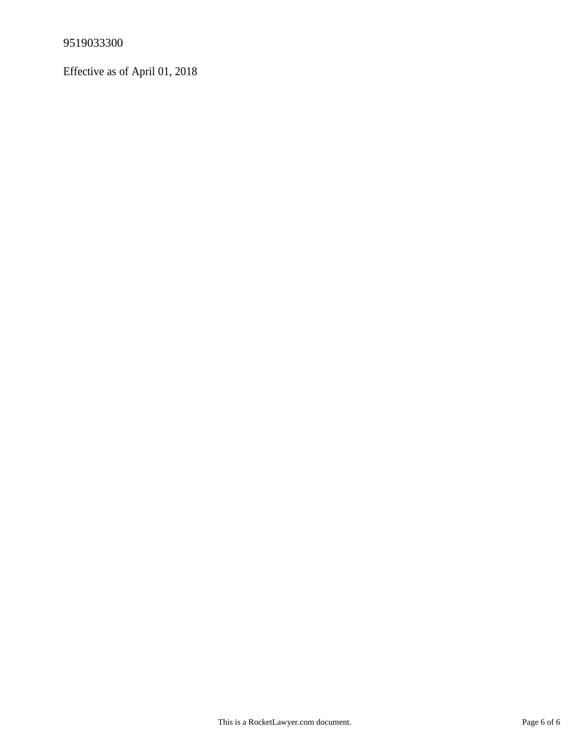9519033300

Effective as of April 01, 2018